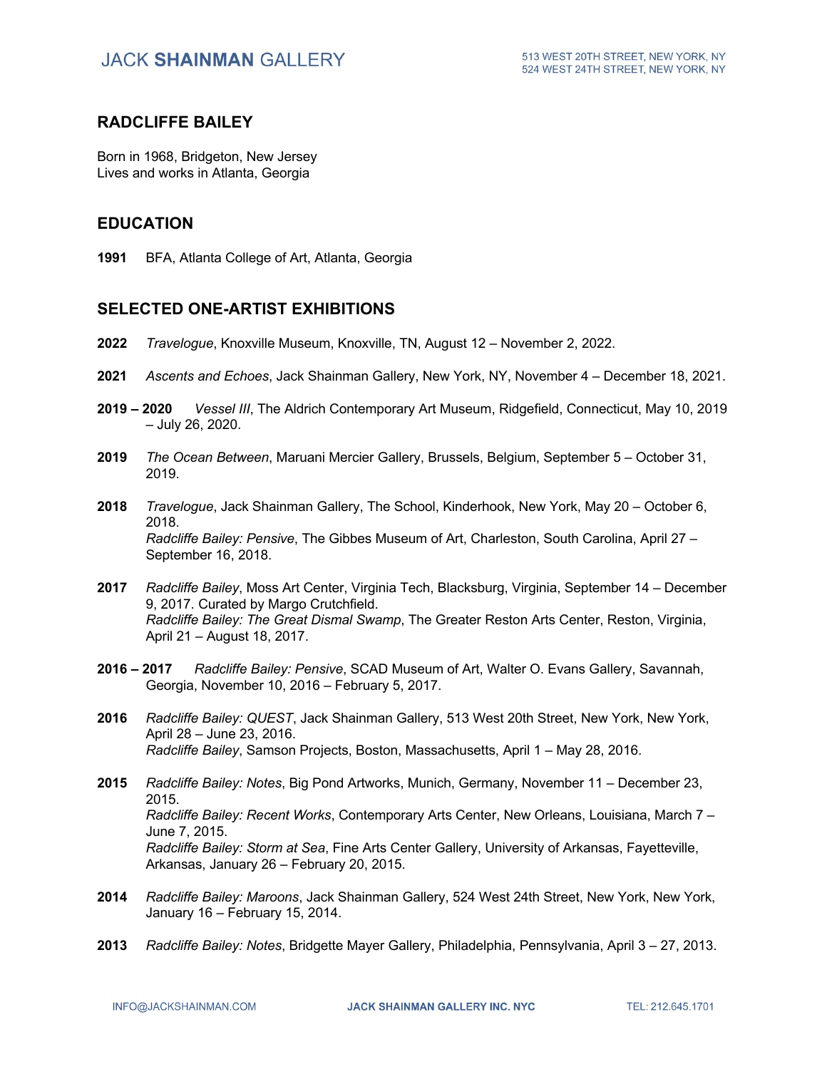# RADCLIFFE BAILEY

Born in 1968, Bridgeton, New Jersey
Lives and works in Atlanta, Georgia

## EDUCATION

**1991** BFA, Atlanta College of Art, Atlanta, Georgia

## SELECTED ONE-ARTIST EXHIBITIONS

**2022** *Travelogue*, Knoxville Museum, Knoxville, TN, August 12 – November 2, 2022.

**2021** *Ascents and Echoes*, Jack Shainman Gallery, New York, NY, November 4 – December 18, 2021.

**2019 – 2020** *Vessel III*, The Aldrich Contemporary Art Museum, Ridgefield, Connecticut, May 10, 2019 – July 26, 2020.

**2019** *The Ocean Between*, Maruani Mercier Gallery, Brussels, Belgium, September 5 – October 31, 2019.

**2018** *Travelogue*, Jack Shainman Gallery, The School, Kinderhook, New York, May 20 – October 6, 2018.
*Radcliffe Bailey: Pensive*, The Gibbes Museum of Art, Charleston, South Carolina, April 27 – September 16, 2018.

**2017** *Radcliffe Bailey*, Moss Art Center, Virginia Tech, Blacksburg, Virginia, September 14 – December 9, 2017. Curated by Margo Crutchfield.
*Radcliffe Bailey: The Great Dismal Swamp*, The Greater Reston Arts Center, Reston, Virginia, April 21 – August 18, 2017.

**2016 – 2017** *Radcliffe Bailey: Pensive*, SCAD Museum of Art, Walter O. Evans Gallery, Savannah, Georgia, November 10, 2016 – February 5, 2017.

**2016** *Radcliffe Bailey: QUEST*, Jack Shainman Gallery, 513 West 20th Street, New York, New York, April 28 – June 23, 2016.
*Radcliffe Bailey*, Samson Projects, Boston, Massachusetts, April 1 – May 28, 2016.

**2015** *Radcliffe Bailey: Notes*, Big Pond Artworks, Munich, Germany, November 11 – December 23, 2015.
*Radcliffe Bailey: Recent Works*, Contemporary Arts Center, New Orleans, Louisiana, March 7 – June 7, 2015.
*Radcliffe Bailey: Storm at Sea*, Fine Arts Center Gallery, University of Arkansas, Fayetteville, Arkansas, January 26 – February 20, 2015.

**2014** *Radcliffe Bailey: Maroons*, Jack Shainman Gallery, 524 West 24th Street, New York, New York, January 16 – February 15, 2014.

**2013** *Radcliffe Bailey: Notes*, Bridgette Mayer Gallery, Philadelphia, Pennsylvania, April 3 – 27, 2013.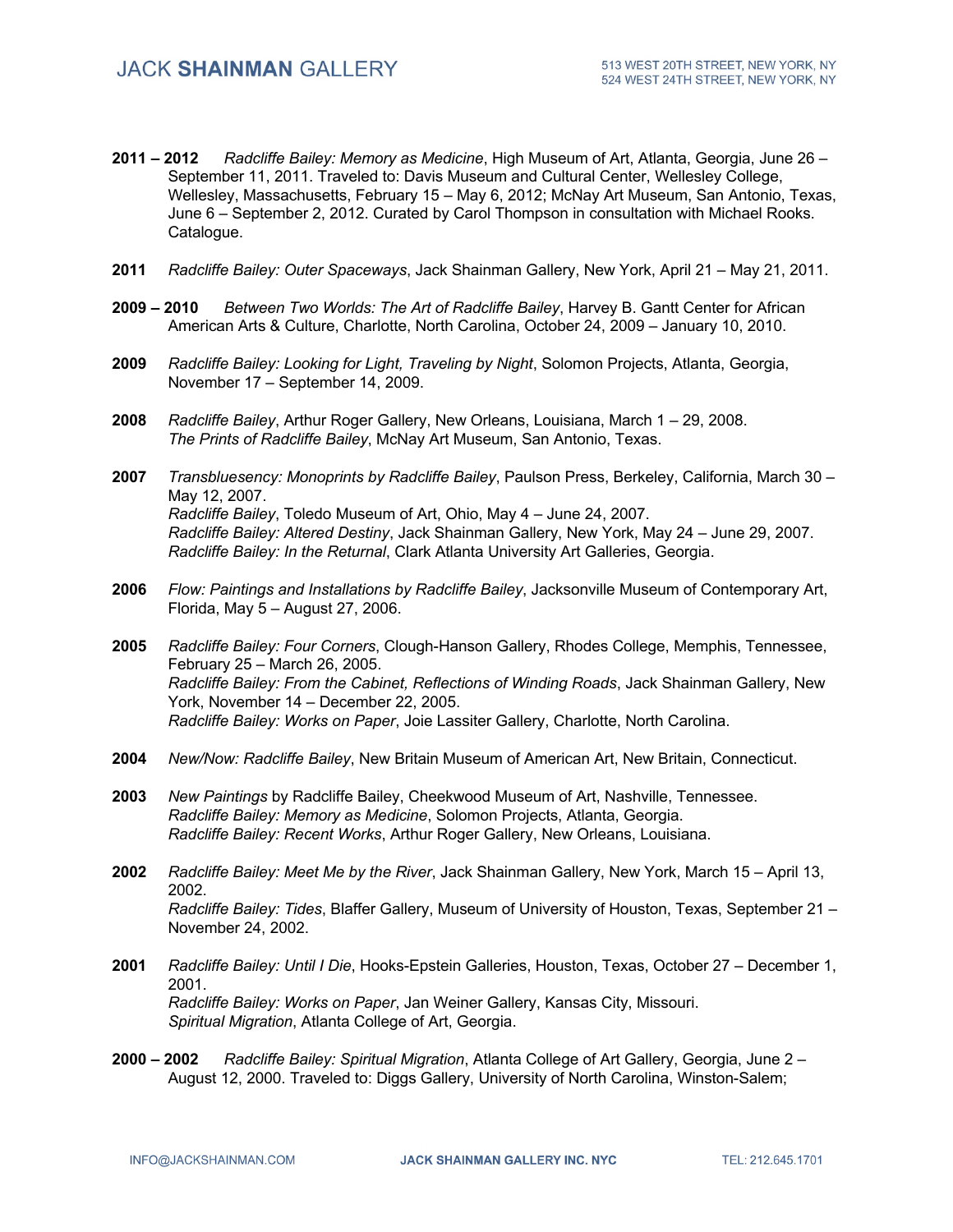**2011 – 2012** *Radcliffe Bailey: Memory as Medicine*, High Museum of Art, Atlanta, Georgia, June 26 – September 11, 2011. Traveled to: Davis Museum and Cultural Center, Wellesley College, Wellesley, Massachusetts, February 15 – May 6, 2012; McNay Art Museum, San Antonio, Texas, June 6 – September 2, 2012. Curated by Carol Thompson in consultation with Michael Rooks. Catalogue.

**2011** *Radcliffe Bailey: Outer Spaceways*, Jack Shainman Gallery, New York, April 21 – May 21, 2011.

**2009 – 2010** *Between Two Worlds: The Art of Radcliffe Bailey*, Harvey B. Gantt Center for African American Arts & Culture, Charlotte, North Carolina, October 24, 2009 – January 10, 2010.

**2009** *Radcliffe Bailey: Looking for Light, Traveling by Night*, Solomon Projects, Atlanta, Georgia, November 17 – September 14, 2009.

**2008** *Radcliffe Bailey*, Arthur Roger Gallery, New Orleans, Louisiana, March 1 – 29, 2008.
*The Prints of Radcliffe Bailey*, McNay Art Museum, San Antonio, Texas.

**2007** *Transbluesency: Monoprints by Radcliffe Bailey*, Paulson Press, Berkeley, California, March 30 – May 12, 2007.
*Radcliffe Bailey*, Toledo Museum of Art, Ohio, May 4 – June 24, 2007.
*Radcliffe Bailey: Altered Destiny*, Jack Shainman Gallery, New York, May 24 – June 29, 2007.
*Radcliffe Bailey: In the Returnal*, Clark Atlanta University Art Galleries, Georgia.

**2006** *Flow: Paintings and Installations by Radcliffe Bailey*, Jacksonville Museum of Contemporary Art, Florida, May 5 – August 27, 2006.

**2005** *Radcliffe Bailey: Four Corners*, Clough-Hanson Gallery, Rhodes College, Memphis, Tennessee, February 25 – March 26, 2005.
*Radcliffe Bailey: From the Cabinet, Reflections of Winding Roads*, Jack Shainman Gallery, New York, November 14 – December 22, 2005.
*Radcliffe Bailey: Works on Paper*, Joie Lassiter Gallery, Charlotte, North Carolina.

**2004** *New/Now: Radcliffe Bailey*, New Britain Museum of American Art, New Britain, Connecticut.

**2003** *New Paintings* by Radcliffe Bailey, Cheekwood Museum of Art, Nashville, Tennessee.
*Radcliffe Bailey: Memory as Medicine*, Solomon Projects, Atlanta, Georgia.
*Radcliffe Bailey: Recent Works*, Arthur Roger Gallery, New Orleans, Louisiana.

**2002** *Radcliffe Bailey: Meet Me by the River*, Jack Shainman Gallery, New York, March 15 – April 13, 2002.
*Radcliffe Bailey: Tides*, Blaffer Gallery, Museum of University of Houston, Texas, September 21 – November 24, 2002.

**2001** *Radcliffe Bailey: Until I Die*, Hooks-Epstein Galleries, Houston, Texas, October 27 – December 1, 2001.
*Radcliffe Bailey: Works on Paper*, Jan Weiner Gallery, Kansas City, Missouri.
*Spiritual Migration*, Atlanta College of Art, Georgia.

**2000 – 2002** *Radcliffe Bailey: Spiritual Migration*, Atlanta College of Art Gallery, Georgia, June 2 – August 12, 2000. Traveled to: Diggs Gallery, University of North Carolina, Winston-Salem;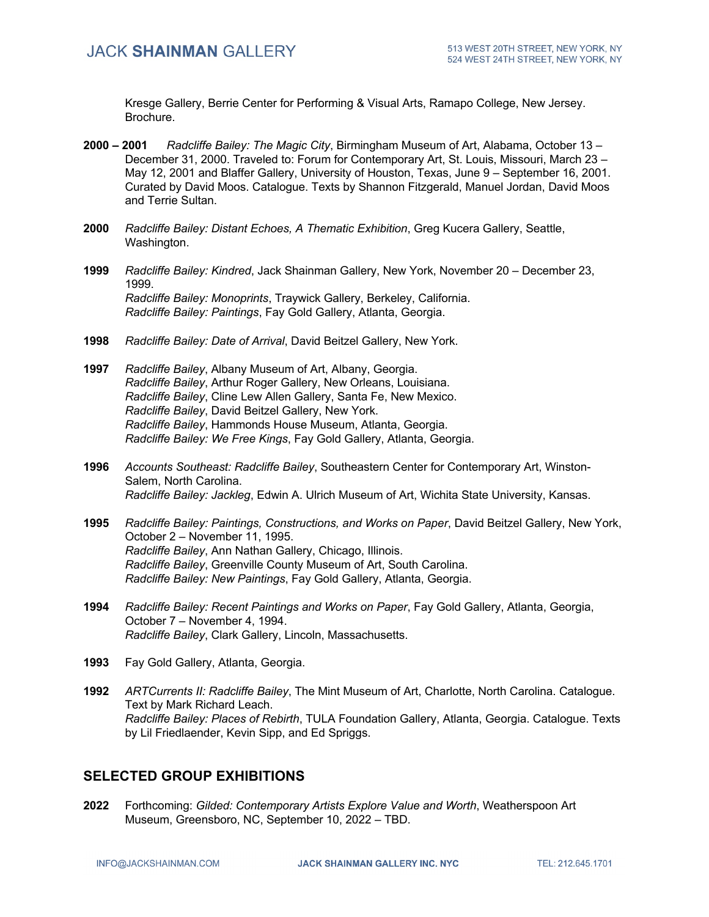Kresge Gallery, Berrie Center for Performing & Visual Arts, Ramapo College, New Jersey. Brochure.

**2000 – 2001** *Radcliffe Bailey: The Magic City*, Birmingham Museum of Art, Alabama, October 13 – December 31, 2000. Traveled to: Forum for Contemporary Art, St. Louis, Missouri, March 23 – May 12, 2001 and Blaffer Gallery, University of Houston, Texas, June 9 – September 16, 2001. Curated by David Moos. Catalogue. Texts by Shannon Fitzgerald, Manuel Jordan, David Moos and Terrie Sultan.

**2000** *Radcliffe Bailey: Distant Echoes, A Thematic Exhibition*, Greg Kucera Gallery, Seattle, Washington.

**1999** *Radcliffe Bailey: Kindred*, Jack Shainman Gallery, New York, November 20 – December 23, 1999.
*Radcliffe Bailey: Monoprints*, Traywick Gallery, Berkeley, California.
*Radcliffe Bailey: Paintings*, Fay Gold Gallery, Atlanta, Georgia.

**1998** *Radcliffe Bailey: Date of Arrival*, David Beitzel Gallery, New York.

**1997** *Radcliffe Bailey*, Albany Museum of Art, Albany, Georgia.
*Radcliffe Bailey*, Arthur Roger Gallery, New Orleans, Louisiana.
*Radcliffe Bailey*, Cline Lew Allen Gallery, Santa Fe, New Mexico.
*Radcliffe Bailey*, David Beitzel Gallery, New York.
*Radcliffe Bailey*, Hammonds House Museum, Atlanta, Georgia.
*Radcliffe Bailey: We Free Kings*, Fay Gold Gallery, Atlanta, Georgia.

**1996** *Accounts Southeast: Radcliffe Bailey*, Southeastern Center for Contemporary Art, Winston-Salem, North Carolina.
*Radcliffe Bailey: Jackleg*, Edwin A. Ulrich Museum of Art, Wichita State University, Kansas.

**1995** *Radcliffe Bailey: Paintings, Constructions, and Works on Paper*, David Beitzel Gallery, New York, October 2 – November 11, 1995.
*Radcliffe Bailey*, Ann Nathan Gallery, Chicago, Illinois.
*Radcliffe Bailey*, Greenville County Museum of Art, South Carolina.
*Radcliffe Bailey: New Paintings*, Fay Gold Gallery, Atlanta, Georgia.

**1994** *Radcliffe Bailey: Recent Paintings and Works on Paper*, Fay Gold Gallery, Atlanta, Georgia, October 7 – November 4, 1994.
*Radcliffe Bailey*, Clark Gallery, Lincoln, Massachusetts.

**1993** Fay Gold Gallery, Atlanta, Georgia.

**1992** *ARTCurrents II: Radcliffe Bailey*, The Mint Museum of Art, Charlotte, North Carolina. Catalogue. Text by Mark Richard Leach.
*Radcliffe Bailey: Places of Rebirth*, TULA Foundation Gallery, Atlanta, Georgia. Catalogue. Texts by Lil Friedlaender, Kevin Sipp, and Ed Spriggs.

## SELECTED GROUP EXHIBITIONS

**2022** Forthcoming: *Gilded: Contemporary Artists Explore Value and Worth*, Weatherspoon Art Museum, Greensboro, NC, September 10, 2022 – TBD.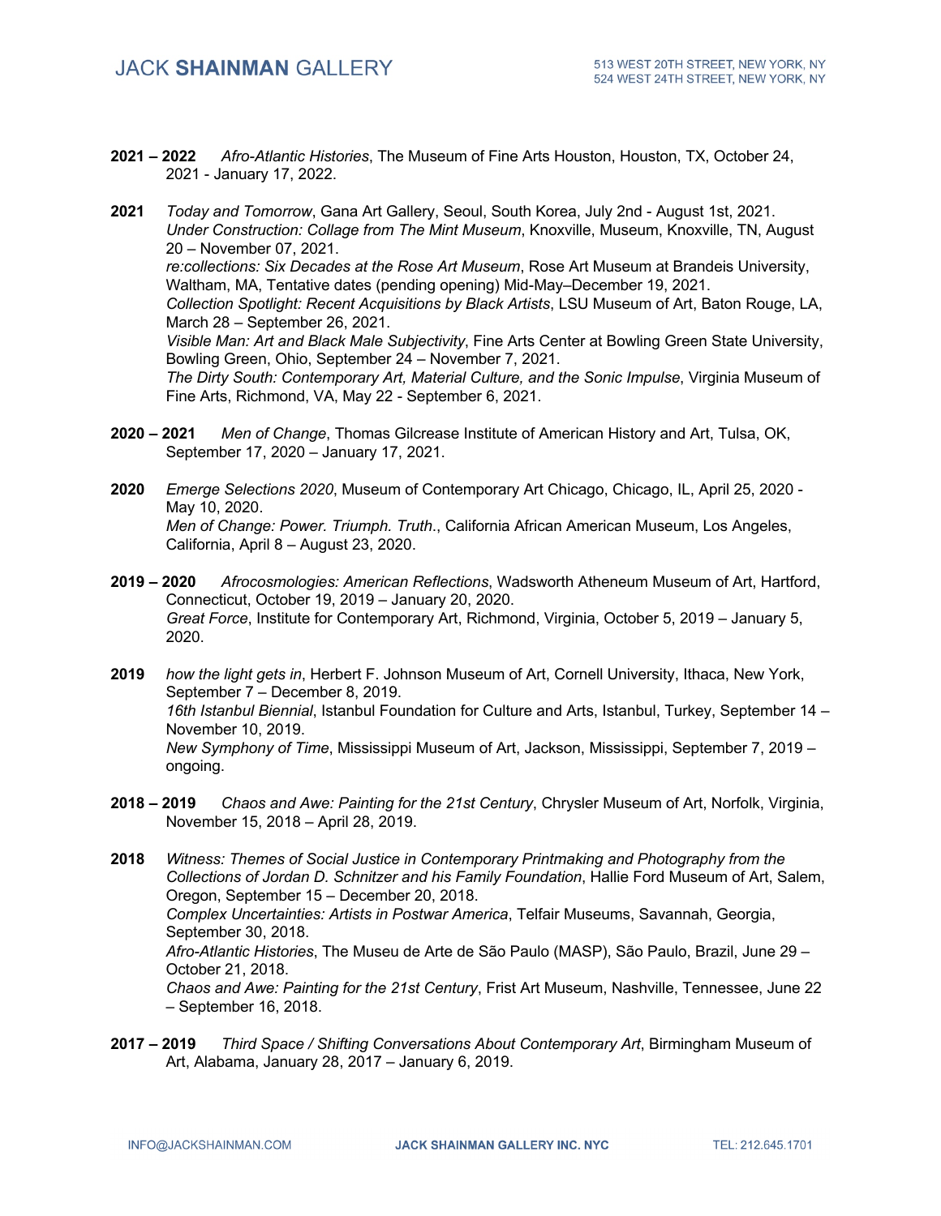**2021 – 2022** *Afro-Atlantic Histories*, The Museum of Fine Arts Houston, Houston, TX, October 24, 2021 - January 17, 2022.

**2021** *Today and Tomorrow*, Gana Art Gallery, Seoul, South Korea, July 2nd - August 1st, 2021.
*Under Construction: Collage from The Mint Museum*, Knoxville, Museum, Knoxville, TN, August 20 – November 07, 2021.
*re:collections: Six Decades at the Rose Art Museum*, Rose Art Museum at Brandeis University, Waltham, MA, Tentative dates (pending opening) Mid-May–December 19, 2021.
*Collection Spotlight: Recent Acquisitions by Black Artists*, LSU Museum of Art, Baton Rouge, LA, March 28 – September 26, 2021.
*Visible Man: Art and Black Male Subjectivity*, Fine Arts Center at Bowling Green State University, Bowling Green, Ohio, September 24 – November 7, 2021.
*The Dirty South: Contemporary Art, Material Culture, and the Sonic Impulse*, Virginia Museum of Fine Arts, Richmond, VA, May 22 - September 6, 2021.

**2020 – 2021** *Men of Change*, Thomas Gilcrease Institute of American History and Art, Tulsa, OK, September 17, 2020 – January 17, 2021.

**2020** *Emerge Selections 2020*, Museum of Contemporary Art Chicago, Chicago, IL, April 25, 2020 - May 10, 2020.
*Men of Change: Power. Triumph. Truth.*, California African American Museum, Los Angeles, California, April 8 – August 23, 2020.

**2019 – 2020** *Afrocosmologies: American Reflections*, Wadsworth Atheneum Museum of Art, Hartford, Connecticut, October 19, 2019 – January 20, 2020.
*Great Force*, Institute for Contemporary Art, Richmond, Virginia, October 5, 2019 – January 5, 2020.

**2019** *how the light gets in*, Herbert F. Johnson Museum of Art, Cornell University, Ithaca, New York, September 7 – December 8, 2019.
*16th Istanbul Biennial*, Istanbul Foundation for Culture and Arts, Istanbul, Turkey, September 14 – November 10, 2019.
*New Symphony of Time*, Mississippi Museum of Art, Jackson, Mississippi, September 7, 2019 – ongoing.

**2018 – 2019** *Chaos and Awe: Painting for the 21st Century*, Chrysler Museum of Art, Norfolk, Virginia, November 15, 2018 – April 28, 2019.

**2018** *Witness: Themes of Social Justice in Contemporary Printmaking and Photography from the Collections of Jordan D. Schnitzer and his Family Foundation*, Hallie Ford Museum of Art, Salem, Oregon, September 15 – December 20, 2018.
*Complex Uncertainties: Artists in Postwar America*, Telfair Museums, Savannah, Georgia, September 30, 2018.
*Afro-Atlantic Histories*, The Museu de Arte de São Paulo (MASP), São Paulo, Brazil, June 29 – October 21, 2018.
*Chaos and Awe: Painting for the 21st Century*, Frist Art Museum, Nashville, Tennessee, June 22 – September 16, 2018.

**2017 – 2019** *Third Space / Shifting Conversations About Contemporary Art*, Birmingham Museum of Art, Alabama, January 28, 2017 – January 6, 2019.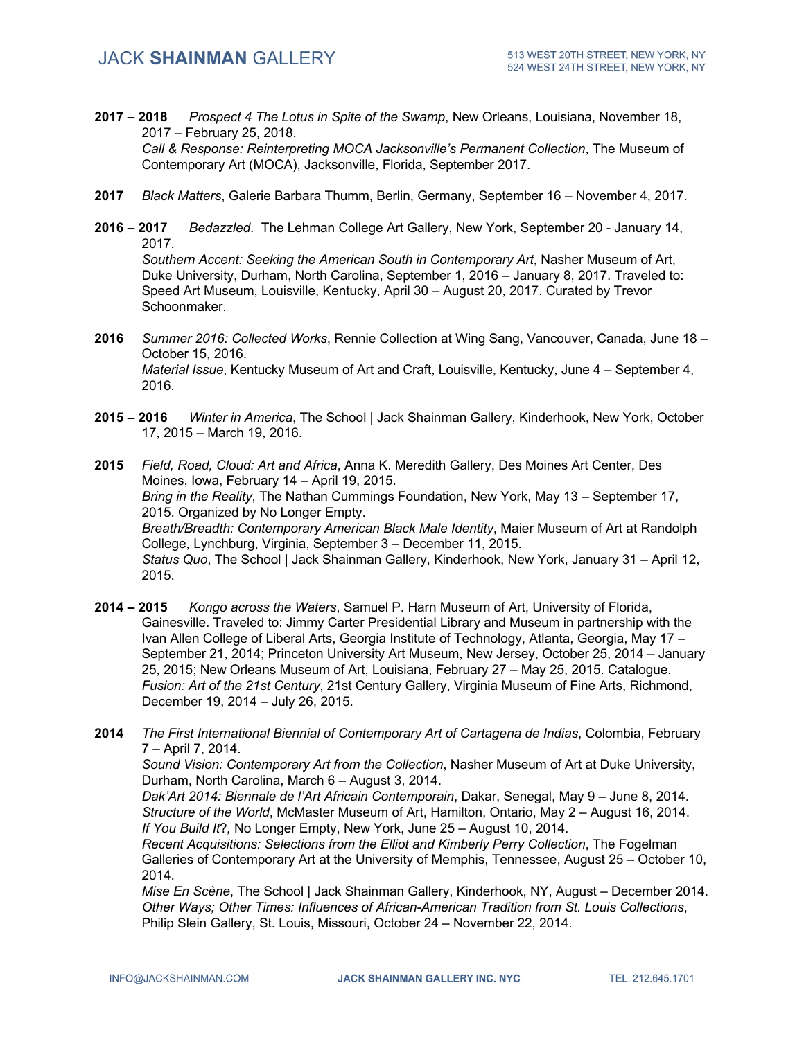**2017 – 2018** *Prospect 4 The Lotus in Spite of the Swamp*, New Orleans, Louisiana, November 18, 2017 – February 25, 2018.
*Call & Response: Reinterpreting MOCA Jacksonville's Permanent Collection*, The Museum of Contemporary Art (MOCA), Jacksonville, Florida, September 2017.

**2017** *Black Matters*, Galerie Barbara Thumm, Berlin, Germany, September 16 – November 4, 2017.

**2016 – 2017** *Bedazzled*. The Lehman College Art Gallery, New York, September 20 - January 14, 2017.
*Southern Accent: Seeking the American South in Contemporary Art*, Nasher Museum of Art, Duke University, Durham, North Carolina, September 1, 2016 – January 8, 2017. Traveled to: Speed Art Museum, Louisville, Kentucky, April 30 – August 20, 2017. Curated by Trevor Schoonmaker.

**2016** *Summer 2016: Collected Works*, Rennie Collection at Wing Sang, Vancouver, Canada, June 18 – October 15, 2016.
*Material Issue*, Kentucky Museum of Art and Craft, Louisville, Kentucky, June 4 – September 4, 2016.

**2015 – 2016** *Winter in America*, The School | Jack Shainman Gallery, Kinderhook, New York, October 17, 2015 – March 19, 2016.

**2015** *Field, Road, Cloud: Art and Africa*, Anna K. Meredith Gallery, Des Moines Art Center, Des Moines, Iowa, February 14 – April 19, 2015.
*Bring in the Reality*, The Nathan Cummings Foundation, New York, May 13 – September 17, 2015. Organized by No Longer Empty.
*Breath/Breadth: Contemporary American Black Male Identity*, Maier Museum of Art at Randolph College, Lynchburg, Virginia, September 3 – December 11, 2015.
*Status Quo*, The School | Jack Shainman Gallery, Kinderhook, New York, January 31 – April 12, 2015.

**2014 – 2015** *Kongo across the Waters*, Samuel P. Harn Museum of Art, University of Florida, Gainesville. Traveled to: Jimmy Carter Presidential Library and Museum in partnership with the Ivan Allen College of Liberal Arts, Georgia Institute of Technology, Atlanta, Georgia, May 17 – September 21, 2014; Princeton University Art Museum, New Jersey, October 25, 2014 – January 25, 2015; New Orleans Museum of Art, Louisiana, February 27 – May 25, 2015. Catalogue.
*Fusion: Art of the 21st Century*, 21st Century Gallery, Virginia Museum of Fine Arts, Richmond, December 19, 2014 – July 26, 2015.

**2014** *The First International Biennial of Contemporary Art of Cartagena de Indias*, Colombia, February 7 – April 7, 2014.
*Sound Vision: Contemporary Art from the Collection*, Nasher Museum of Art at Duke University, Durham, North Carolina, March 6 – August 3, 2014.
*Dak'Art 2014: Biennale de l'Art Africain Contemporain*, Dakar, Senegal, May 9 – June 8, 2014.
*Structure of the World*, McMaster Museum of Art, Hamilton, Ontario, May 2 – August 16, 2014.
*If You Build It?*, No Longer Empty, New York, June 25 – August 10, 2014.
*Recent Acquisitions: Selections from the Elliot and Kimberly Perry Collection*, The Fogelman Galleries of Contemporary Art at the University of Memphis, Tennessee, August 25 – October 10, 2014.
*Mise En Scène*, The School | Jack Shainman Gallery, Kinderhook, NY, August – December 2014.
*Other Ways; Other Times: Influences of African-American Tradition from St. Louis Collections*, Philip Slein Gallery, St. Louis, Missouri, October 24 – November 22, 2014.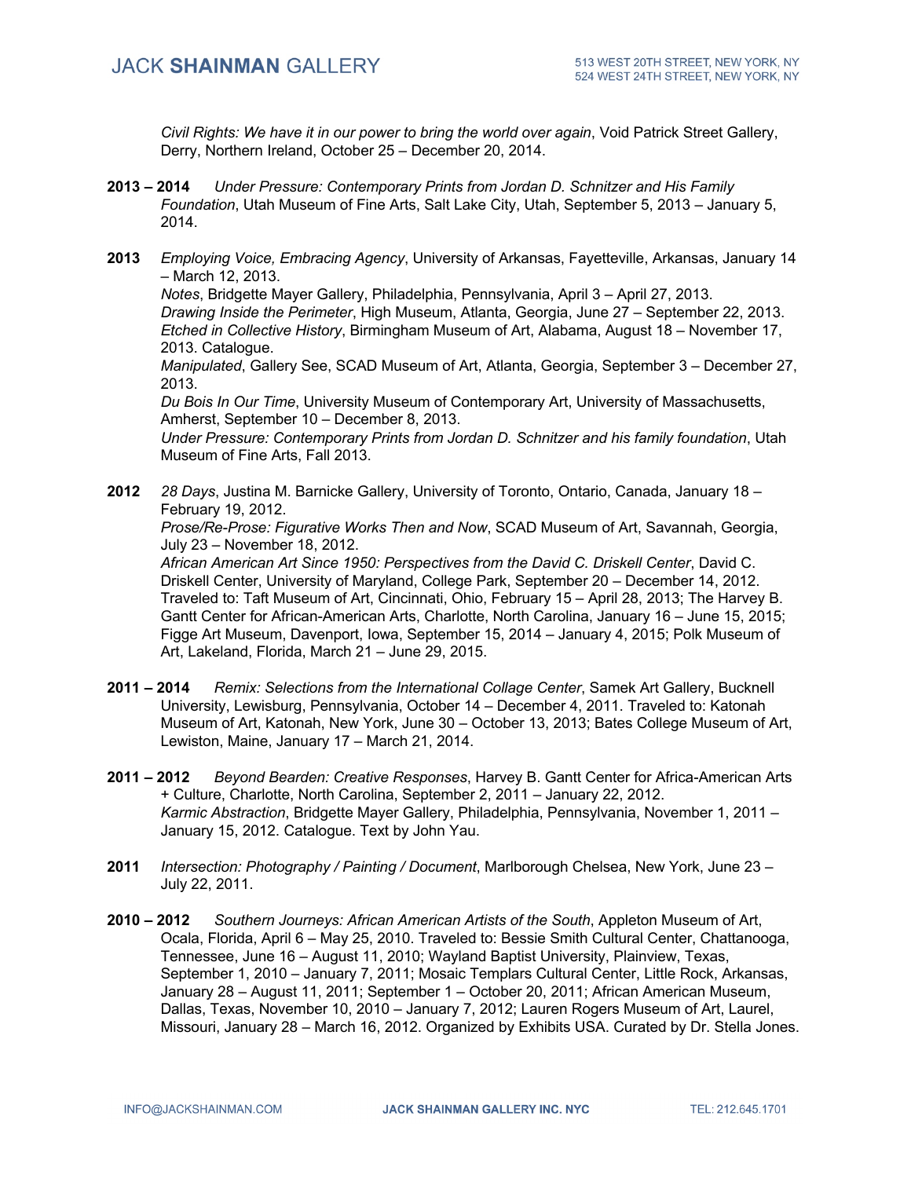*Civil Rights: We have it in our power to bring the world over again*, Void Patrick Street Gallery, Derry, Northern Ireland, October 25 – December 20, 2014.

**2013 – 2014** *Under Pressure: Contemporary Prints from Jordan D. Schnitzer and His Family Foundation*, Utah Museum of Fine Arts, Salt Lake City, Utah, September 5, 2013 – January 5, 2014.

**2013** *Employing Voice, Embracing Agency*, University of Arkansas, Fayetteville, Arkansas, January 14 – March 12, 2013.
*Notes*, Bridgette Mayer Gallery, Philadelphia, Pennsylvania, April 3 – April 27, 2013.
*Drawing Inside the Perimeter*, High Museum, Atlanta, Georgia, June 27 – September 22, 2013.
*Etched in Collective History*, Birmingham Museum of Art, Alabama, August 18 – November 17, 2013. Catalogue.
*Manipulated*, Gallery See, SCAD Museum of Art, Atlanta, Georgia, September 3 – December 27, 2013.
*Du Bois In Our Time*, University Museum of Contemporary Art, University of Massachusetts, Amherst, September 10 – December 8, 2013.
*Under Pressure: Contemporary Prints from Jordan D. Schnitzer and his family foundation*, Utah Museum of Fine Arts, Fall 2013.

**2012** *28 Days*, Justina M. Barnicke Gallery, University of Toronto, Ontario, Canada, January 18 – February 19, 2012.
*Prose/Re-Prose: Figurative Works Then and Now*, SCAD Museum of Art, Savannah, Georgia, July 23 – November 18, 2012.
*African American Art Since 1950: Perspectives from the David C. Driskell Center*, David C. Driskell Center, University of Maryland, College Park, September 20 – December 14, 2012. Traveled to: Taft Museum of Art, Cincinnati, Ohio, February 15 – April 28, 2013; The Harvey B. Gantt Center for African-American Arts, Charlotte, North Carolina, January 16 – June 15, 2015; Figge Art Museum, Davenport, Iowa, September 15, 2014 – January 4, 2015; Polk Museum of Art, Lakeland, Florida, March 21 – June 29, 2015.

**2011 – 2014** *Remix: Selections from the International Collage Center*, Samek Art Gallery, Bucknell University, Lewisburg, Pennsylvania, October 14 – December 4, 2011. Traveled to: Katonah Museum of Art, Katonah, New York, June 30 – October 13, 2013; Bates College Museum of Art, Lewiston, Maine, January 17 – March 21, 2014.

**2011 – 2012** *Beyond Bearden: Creative Responses*, Harvey B. Gantt Center for Africa-American Arts + Culture, Charlotte, North Carolina, September 2, 2011 – January 22, 2012.
*Karmic Abstraction*, Bridgette Mayer Gallery, Philadelphia, Pennsylvania, November 1, 2011 – January 15, 2012. Catalogue. Text by John Yau.

**2011** *Intersection: Photography / Painting / Document*, Marlborough Chelsea, New York, June 23 – July 22, 2011.

**2010 – 2012** *Southern Journeys: African American Artists of the South*, Appleton Museum of Art, Ocala, Florida, April 6 – May 25, 2010. Traveled to: Bessie Smith Cultural Center, Chattanooga, Tennessee, June 16 – August 11, 2010; Wayland Baptist University, Plainview, Texas, September 1, 2010 – January 7, 2011; Mosaic Templars Cultural Center, Little Rock, Arkansas, January 28 – August 11, 2011; September 1 – October 20, 2011; African American Museum, Dallas, Texas, November 10, 2010 – January 7, 2012; Lauren Rogers Museum of Art, Laurel, Missouri, January 28 – March 16, 2012. Organized by Exhibits USA. Curated by Dr. Stella Jones.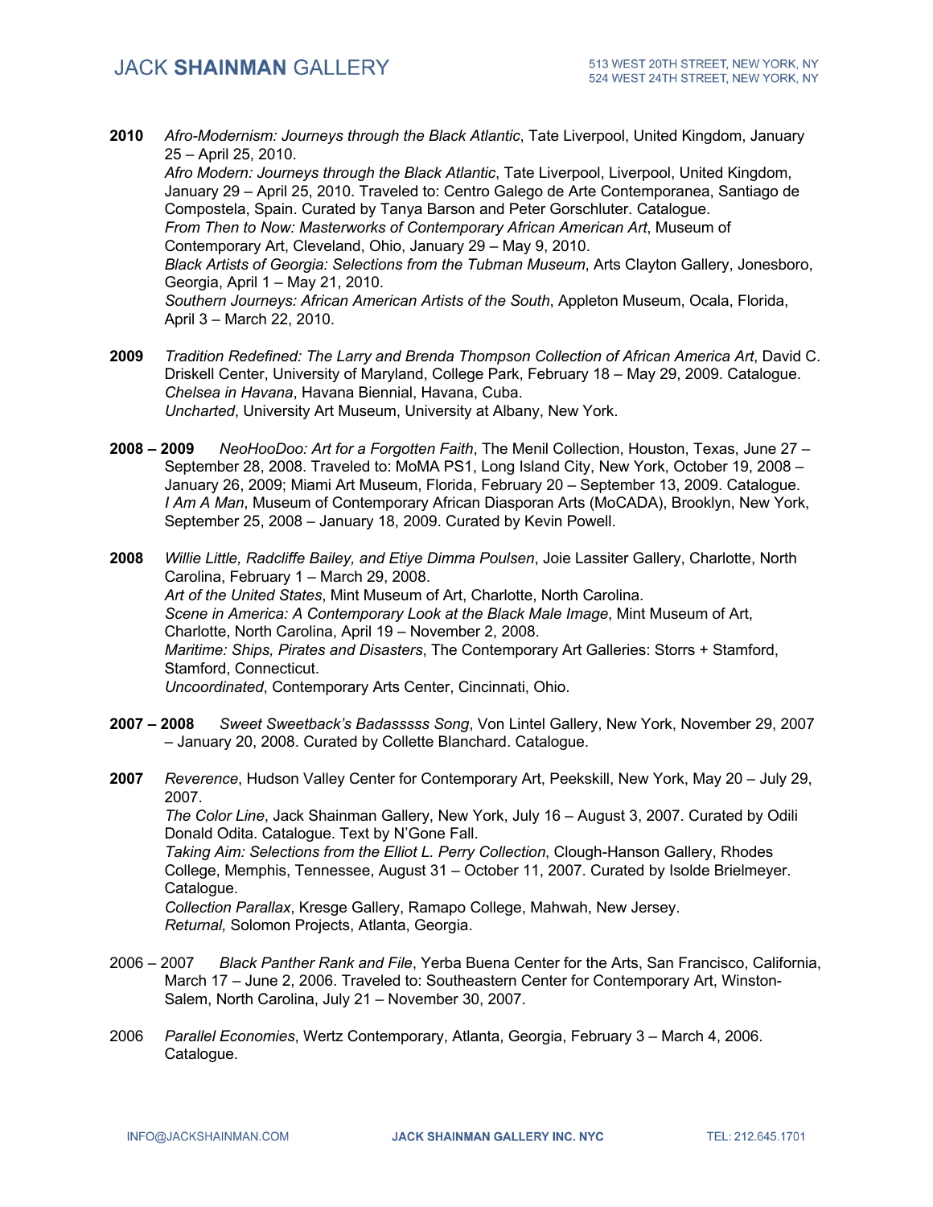**2010** *Afro-Modernism: Journeys through the Black Atlantic*, Tate Liverpool, United Kingdom, January 25 – April 25, 2010.
*Afro Modern: Journeys through the Black Atlantic*, Tate Liverpool, Liverpool, United Kingdom, January 29 – April 25, 2010. Traveled to: Centro Galego de Arte Contemporanea, Santiago de Compostela, Spain. Curated by Tanya Barson and Peter Gorschluter. Catalogue.
*From Then to Now: Masterworks of Contemporary African American Art*, Museum of Contemporary Art, Cleveland, Ohio, January 29 – May 9, 2010.
*Black Artists of Georgia: Selections from the Tubman Museum*, Arts Clayton Gallery, Jonesboro, Georgia, April 1 – May 21, 2010.
*Southern Journeys: African American Artists of the South*, Appleton Museum, Ocala, Florida, April 3 – March 22, 2010.

**2009** *Tradition Redefined: The Larry and Brenda Thompson Collection of African America Art*, David C. Driskell Center, University of Maryland, College Park, February 18 – May 29, 2009. Catalogue.
*Chelsea in Havana*, Havana Biennial, Havana, Cuba.
*Uncharted*, University Art Museum, University at Albany, New York.

**2008 – 2009** *NeoHooDoo: Art for a Forgotten Faith*, The Menil Collection, Houston, Texas, June 27 – September 28, 2008. Traveled to: MoMA PS1, Long Island City, New York, October 19, 2008 – January 26, 2009; Miami Art Museum, Florida, February 20 – September 13, 2009. Catalogue.
*I Am A Man*, Museum of Contemporary African Diasporan Arts (MoCADA), Brooklyn, New York, September 25, 2008 – January 18, 2009. Curated by Kevin Powell.

**2008** *Willie Little, Radcliffe Bailey, and Etiye Dimma Poulsen*, Joie Lassiter Gallery, Charlotte, North Carolina, February 1 – March 29, 2008.
*Art of the United States*, Mint Museum of Art, Charlotte, North Carolina.
*Scene in America: A Contemporary Look at the Black Male Image*, Mint Museum of Art, Charlotte, North Carolina, April 19 – November 2, 2008.
*Maritime: Ships, Pirates and Disasters*, The Contemporary Art Galleries: Storrs + Stamford, Stamford, Connecticut.
*Uncoordinated*, Contemporary Arts Center, Cincinnati, Ohio.

**2007 – 2008** *Sweet Sweetback's Badasssss Song*, Von Lintel Gallery, New York, November 29, 2007 – January 20, 2008. Curated by Collette Blanchard. Catalogue.

**2007** *Reverence*, Hudson Valley Center for Contemporary Art, Peekskill, New York, May 20 – July 29, 2007.
*The Color Line*, Jack Shainman Gallery, New York, July 16 – August 3, 2007. Curated by Odili Donald Odita. Catalogue. Text by N'Gone Fall.
*Taking Aim: Selections from the Elliot L. Perry Collection*, Clough-Hanson Gallery, Rhodes College, Memphis, Tennessee, August 31 – October 11, 2007. Curated by Isolde Brielmeyer. Catalogue.
*Collection Parallax*, Kresge Gallery, Ramapo College, Mahwah, New Jersey.
*Returnal,* Solomon Projects, Atlanta, Georgia.

2006 – 2007 *Black Panther Rank and File*, Yerba Buena Center for the Arts, San Francisco, California, March 17 – June 2, 2006. Traveled to: Southeastern Center for Contemporary Art, Winston-Salem, North Carolina, July 21 – November 30, 2007.

2006 *Parallel Economies*, Wertz Contemporary, Atlanta, Georgia, February 3 – March 4, 2006. Catalogue.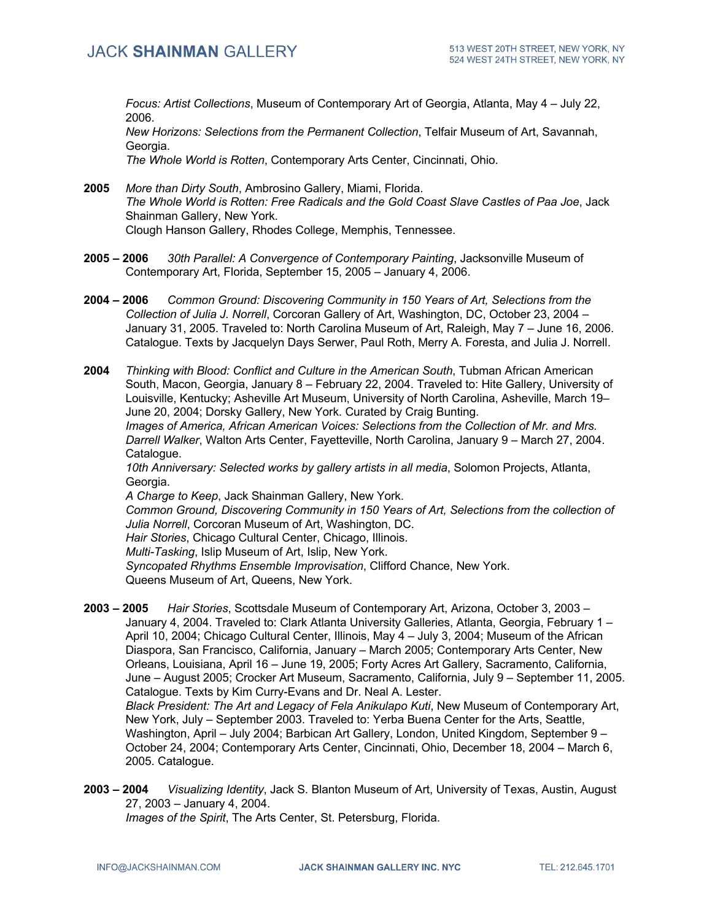*Focus: Artist Collections*, Museum of Contemporary Art of Georgia, Atlanta, May 4 – July 22, 2006.
*New Horizons: Selections from the Permanent Collection*, Telfair Museum of Art, Savannah, Georgia.
*The Whole World is Rotten*, Contemporary Arts Center, Cincinnati, Ohio.

**2005** *More than Dirty South*, Ambrosino Gallery, Miami, Florida.
*The Whole World is Rotten: Free Radicals and the Gold Coast Slave Castles of Paa Joe*, Jack Shainman Gallery, New York.
Clough Hanson Gallery, Rhodes College, Memphis, Tennessee.

**2005 – 2006** *30th Parallel: A Convergence of Contemporary Painting*, Jacksonville Museum of Contemporary Art, Florida, September 15, 2005 – January 4, 2006.

**2004 – 2006** *Common Ground: Discovering Community in 150 Years of Art, Selections from the Collection of Julia J. Norrell*, Corcoran Gallery of Art, Washington, DC, October 23, 2004 – January 31, 2005. Traveled to: North Carolina Museum of Art, Raleigh, May 7 – June 16, 2006. Catalogue. Texts by Jacquelyn Days Serwer, Paul Roth, Merry A. Foresta, and Julia J. Norrell.

**2004** *Thinking with Blood: Conflict and Culture in the American South*, Tubman African American South, Macon, Georgia, January 8 – February 22, 2004. Traveled to: Hite Gallery, University of Louisville, Kentucky; Asheville Art Museum, University of North Carolina, Asheville, March 19– June 20, 2004; Dorsky Gallery, New York. Curated by Craig Bunting.
*Images of America, African American Voices: Selections from the Collection of Mr. and Mrs. Darrell Walker*, Walton Arts Center, Fayetteville, North Carolina, January 9 – March 27, 2004. Catalogue.
*10th Anniversary: Selected works by gallery artists in all media*, Solomon Projects, Atlanta, Georgia.
*A Charge to Keep*, Jack Shainman Gallery, New York.
*Common Ground, Discovering Community in 150 Years of Art, Selections from the collection of Julia Norrell*, Corcoran Museum of Art, Washington, DC.
*Hair Stories*, Chicago Cultural Center, Chicago, Illinois.
*Multi-Tasking*, Islip Museum of Art, Islip, New York.
*Syncopated Rhythms Ensemble Improvisation*, Clifford Chance, New York.
Queens Museum of Art, Queens, New York.

**2003 – 2005** *Hair Stories*, Scottsdale Museum of Contemporary Art, Arizona, October 3, 2003 – January 4, 2004. Traveled to: Clark Atlanta University Galleries, Atlanta, Georgia, February 1 – April 10, 2004; Chicago Cultural Center, Illinois, May 4 – July 3, 2004; Museum of the African Diaspora, San Francisco, California, January – March 2005; Contemporary Arts Center, New Orleans, Louisiana, April 16 – June 19, 2005; Forty Acres Art Gallery, Sacramento, California, June – August 2005; Crocker Art Museum, Sacramento, California, July 9 – September 11, 2005. Catalogue. Texts by Kim Curry-Evans and Dr. Neal A. Lester.
*Black President: The Art and Legacy of Fela Anikulapo Kuti*, New Museum of Contemporary Art, New York, July – September 2003. Traveled to: Yerba Buena Center for the Arts, Seattle, Washington, April – July 2004; Barbican Art Gallery, London, United Kingdom, September 9 – October 24, 2004; Contemporary Arts Center, Cincinnati, Ohio, December 18, 2004 – March 6, 2005. Catalogue.

**2003 – 2004** *Visualizing Identity*, Jack S. Blanton Museum of Art, University of Texas, Austin, August 27, 2003 – January 4, 2004.
*Images of the Spirit*, The Arts Center, St. Petersburg, Florida.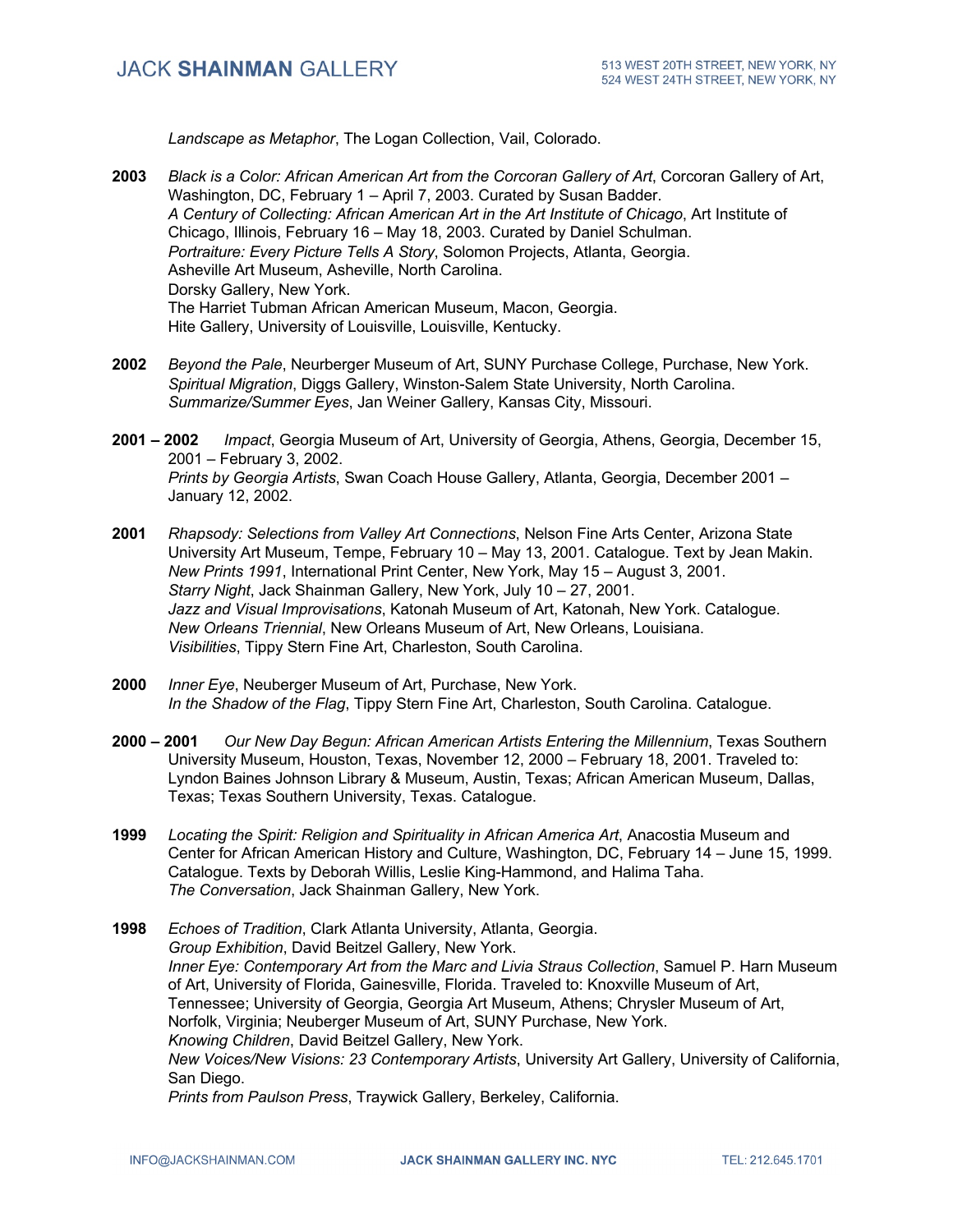*Landscape as Metaphor*, The Logan Collection, Vail, Colorado.

**2003** *Black is a Color: African American Art from the Corcoran Gallery of Art*, Corcoran Gallery of Art, Washington, DC, February 1 – April 7, 2003. Curated by Susan Badder.
*A Century of Collecting: African American Art in the Art Institute of Chicago*, Art Institute of Chicago, Illinois, February 16 – May 18, 2003. Curated by Daniel Schulman.
*Portraiture: Every Picture Tells A Story*, Solomon Projects, Atlanta, Georgia.
Asheville Art Museum, Asheville, North Carolina.
Dorsky Gallery, New York.
The Harriet Tubman African American Museum, Macon, Georgia.
Hite Gallery, University of Louisville, Louisville, Kentucky.

**2002** *Beyond the Pale*, Neurberger Museum of Art, SUNY Purchase College, Purchase, New York.
*Spiritual Migration*, Diggs Gallery, Winston-Salem State University, North Carolina.
*Summarize/Summer Eyes*, Jan Weiner Gallery, Kansas City, Missouri.

**2001 – 2002** *Impact*, Georgia Museum of Art, University of Georgia, Athens, Georgia, December 15, 2001 – February 3, 2002.
*Prints by Georgia Artists*, Swan Coach House Gallery, Atlanta, Georgia, December 2001 – January 12, 2002.

**2001** *Rhapsody: Selections from Valley Art Connections*, Nelson Fine Arts Center, Arizona State University Art Museum, Tempe, February 10 – May 13, 2001. Catalogue. Text by Jean Makin.
*New Prints 1991*, International Print Center, New York, May 15 – August 3, 2001.
*Starry Night*, Jack Shainman Gallery, New York, July 10 – 27, 2001.
*Jazz and Visual Improvisations*, Katonah Museum of Art, Katonah, New York. Catalogue.
*New Orleans Triennial*, New Orleans Museum of Art, New Orleans, Louisiana.
*Visibilities*, Tippy Stern Fine Art, Charleston, South Carolina.

**2000** *Inner Eye*, Neuberger Museum of Art, Purchase, New York.
*In the Shadow of the Flag*, Tippy Stern Fine Art, Charleston, South Carolina. Catalogue.

**2000 – 2001** *Our New Day Begun: African American Artists Entering the Millennium*, Texas Southern University Museum, Houston, Texas, November 12, 2000 – February 18, 2001. Traveled to: Lyndon Baines Johnson Library & Museum, Austin, Texas; African American Museum, Dallas, Texas; Texas Southern University, Texas. Catalogue.

**1999** *Locating the Spirit: Religion and Spirituality in African America Art*, Anacostia Museum and Center for African American History and Culture, Washington, DC, February 14 – June 15, 1999. Catalogue. Texts by Deborah Willis, Leslie King-Hammond, and Halima Taha.
*The Conversation*, Jack Shainman Gallery, New York.

**1998** *Echoes of Tradition*, Clark Atlanta University, Atlanta, Georgia.
*Group Exhibition*, David Beitzel Gallery, New York.
*Inner Eye: Contemporary Art from the Marc and Livia Straus Collection*, Samuel P. Harn Museum of Art, University of Florida, Gainesville, Florida. Traveled to: Knoxville Museum of Art, Tennessee; University of Georgia, Georgia Art Museum, Athens; Chrysler Museum of Art, Norfolk, Virginia; Neuberger Museum of Art, SUNY Purchase, New York.
*Knowing Children*, David Beitzel Gallery, New York.
*New Voices/New Visions: 23 Contemporary Artists*, University Art Gallery, University of California, San Diego.
*Prints from Paulson Press*, Traywick Gallery, Berkeley, California.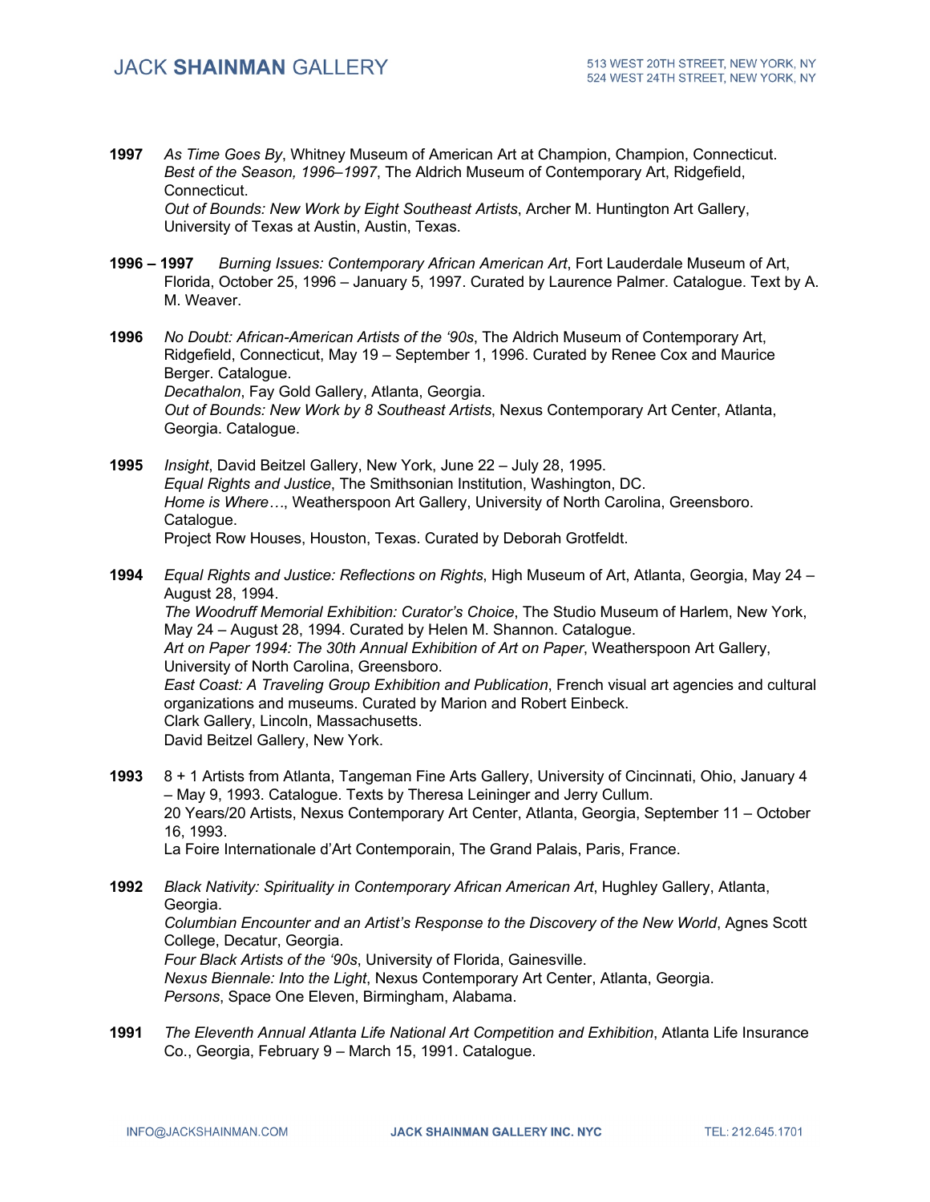**1997** *As Time Goes By*, Whitney Museum of American Art at Champion, Champion, Connecticut.
*Best of the Season, 1996–1997*, The Aldrich Museum of Contemporary Art, Ridgefield, Connecticut.
*Out of Bounds: New Work by Eight Southeast Artists*, Archer M. Huntington Art Gallery, University of Texas at Austin, Austin, Texas.

**1996 – 1997** *Burning Issues: Contemporary African American Art*, Fort Lauderdale Museum of Art, Florida, October 25, 1996 – January 5, 1997. Curated by Laurence Palmer. Catalogue. Text by A. M. Weaver.

**1996** *No Doubt: African-American Artists of the '90s*, The Aldrich Museum of Contemporary Art, Ridgefield, Connecticut, May 19 – September 1, 1996. Curated by Renee Cox and Maurice Berger. Catalogue.
*Decathalon*, Fay Gold Gallery, Atlanta, Georgia.
*Out of Bounds: New Work by 8 Southeast Artists*, Nexus Contemporary Art Center, Atlanta, Georgia. Catalogue.

**1995** *Insight*, David Beitzel Gallery, New York, June 22 – July 28, 1995.
*Equal Rights and Justice*, The Smithsonian Institution, Washington, DC.
*Home is Where…*, Weatherspoon Art Gallery, University of North Carolina, Greensboro. Catalogue.
Project Row Houses, Houston, Texas. Curated by Deborah Grotfeldt.

**1994** *Equal Rights and Justice: Reflections on Rights*, High Museum of Art, Atlanta, Georgia, May 24 – August 28, 1994.
*The Woodruff Memorial Exhibition: Curator's Choice*, The Studio Museum of Harlem, New York, May 24 – August 28, 1994. Curated by Helen M. Shannon. Catalogue.
*Art on Paper 1994: The 30th Annual Exhibition of Art on Paper*, Weatherspoon Art Gallery, University of North Carolina, Greensboro.
*East Coast: A Traveling Group Exhibition and Publication*, French visual art agencies and cultural organizations and museums. Curated by Marion and Robert Einbeck.
Clark Gallery, Lincoln, Massachusetts.
David Beitzel Gallery, New York.

**1993** 8 + 1 Artists from Atlanta, Tangeman Fine Arts Gallery, University of Cincinnati, Ohio, January 4 – May 9, 1993. Catalogue. Texts by Theresa Leininger and Jerry Cullum.
20 Years/20 Artists, Nexus Contemporary Art Center, Atlanta, Georgia, September 11 – October 16, 1993.
La Foire Internationale d'Art Contemporain, The Grand Palais, Paris, France.

**1992** *Black Nativity: Spirituality in Contemporary African American Art*, Hughley Gallery, Atlanta, Georgia.
*Columbian Encounter and an Artist's Response to the Discovery of the New World*, Agnes Scott College, Decatur, Georgia.
*Four Black Artists of the '90s*, University of Florida, Gainesville.
*Nexus Biennale: Into the Light*, Nexus Contemporary Art Center, Atlanta, Georgia.
*Persons*, Space One Eleven, Birmingham, Alabama.

**1991** *The Eleventh Annual Atlanta Life National Art Competition and Exhibition*, Atlanta Life Insurance Co., Georgia, February 9 – March 15, 1991. Catalogue.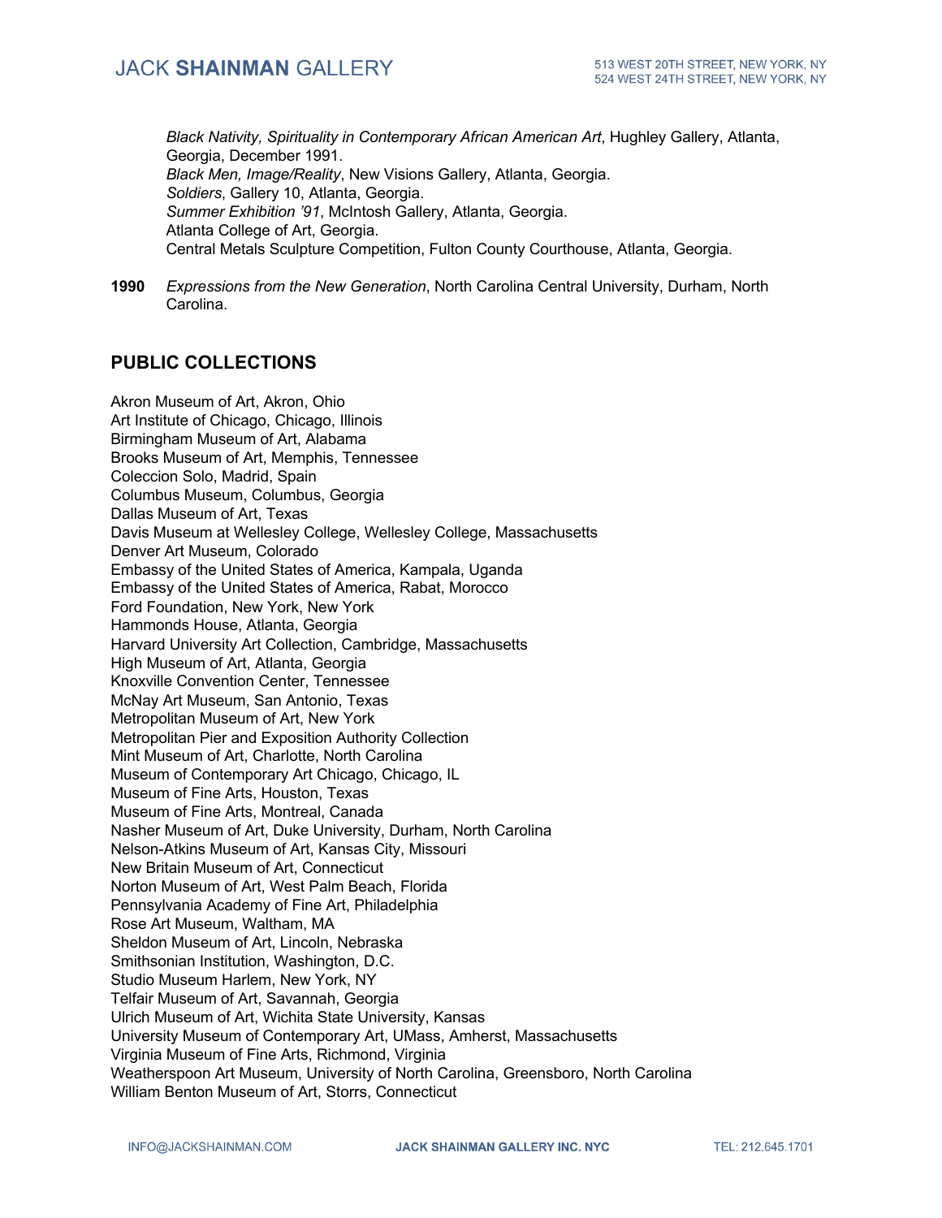*Black Nativity, Spirituality in Contemporary African American Art*, Hughley Gallery, Atlanta, Georgia, December 1991.
*Black Men, Image/Reality*, New Visions Gallery, Atlanta, Georgia.
*Soldiers*, Gallery 10, Atlanta, Georgia.
*Summer Exhibition '91*, McIntosh Gallery, Atlanta, Georgia.
Atlanta College of Art, Georgia.
Central Metals Sculpture Competition, Fulton County Courthouse, Atlanta, Georgia.

**1990** *Expressions from the New Generation*, North Carolina Central University, Durham, North Carolina.

## PUBLIC COLLECTIONS

Akron Museum of Art, Akron, Ohio
Art Institute of Chicago, Chicago, Illinois
Birmingham Museum of Art, Alabama
Brooks Museum of Art, Memphis, Tennessee
Coleccion Solo, Madrid, Spain
Columbus Museum, Columbus, Georgia
Dallas Museum of Art, Texas
Davis Museum at Wellesley College, Wellesley College, Massachusetts
Denver Art Museum, Colorado
Embassy of the United States of America, Kampala, Uganda
Embassy of the United States of America, Rabat, Morocco
Ford Foundation, New York, New York
Hammonds House, Atlanta, Georgia
Harvard University Art Collection, Cambridge, Massachusetts
High Museum of Art, Atlanta, Georgia
Knoxville Convention Center, Tennessee
McNay Art Museum, San Antonio, Texas
Metropolitan Museum of Art, New York
Metropolitan Pier and Exposition Authority Collection
Mint Museum of Art, Charlotte, North Carolina
Museum of Contemporary Art Chicago, Chicago, IL
Museum of Fine Arts, Houston, Texas
Museum of Fine Arts, Montreal, Canada
Nasher Museum of Art, Duke University, Durham, North Carolina
Nelson-Atkins Museum of Art, Kansas City, Missouri
New Britain Museum of Art, Connecticut
Norton Museum of Art, West Palm Beach, Florida
Pennsylvania Academy of Fine Art, Philadelphia
Rose Art Museum, Waltham, MA
Sheldon Museum of Art, Lincoln, Nebraska
Smithsonian Institution, Washington, D.C.
Studio Museum Harlem, New York, NY
Telfair Museum of Art, Savannah, Georgia
Ulrich Museum of Art, Wichita State University, Kansas
University Museum of Contemporary Art, UMass, Amherst, Massachusetts
Virginia Museum of Fine Arts, Richmond, Virginia
Weatherspoon Art Museum, University of North Carolina, Greensboro, North Carolina
William Benton Museum of Art, Storrs, Connecticut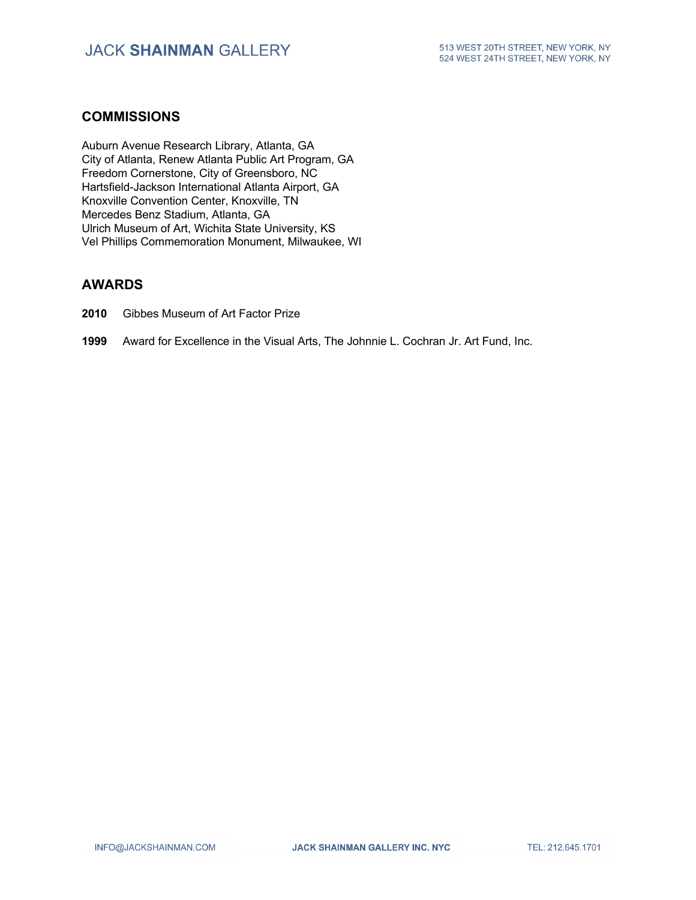## COMMISSIONS

Auburn Avenue Research Library, Atlanta, GA
City of Atlanta, Renew Atlanta Public Art Program, GA
Freedom Cornerstone, City of Greensboro, NC
Hartsfield-Jackson International Atlanta Airport, GA
Knoxville Convention Center, Knoxville, TN
Mercedes Benz Stadium, Atlanta, GA
Ulrich Museum of Art, Wichita State University, KS
Vel Phillips Commemoration Monument, Milwaukee, WI

## AWARDS

**2010** Gibbes Museum of Art Factor Prize

**1999** Award for Excellence in the Visual Arts, The Johnnie L. Cochran Jr. Art Fund, Inc.